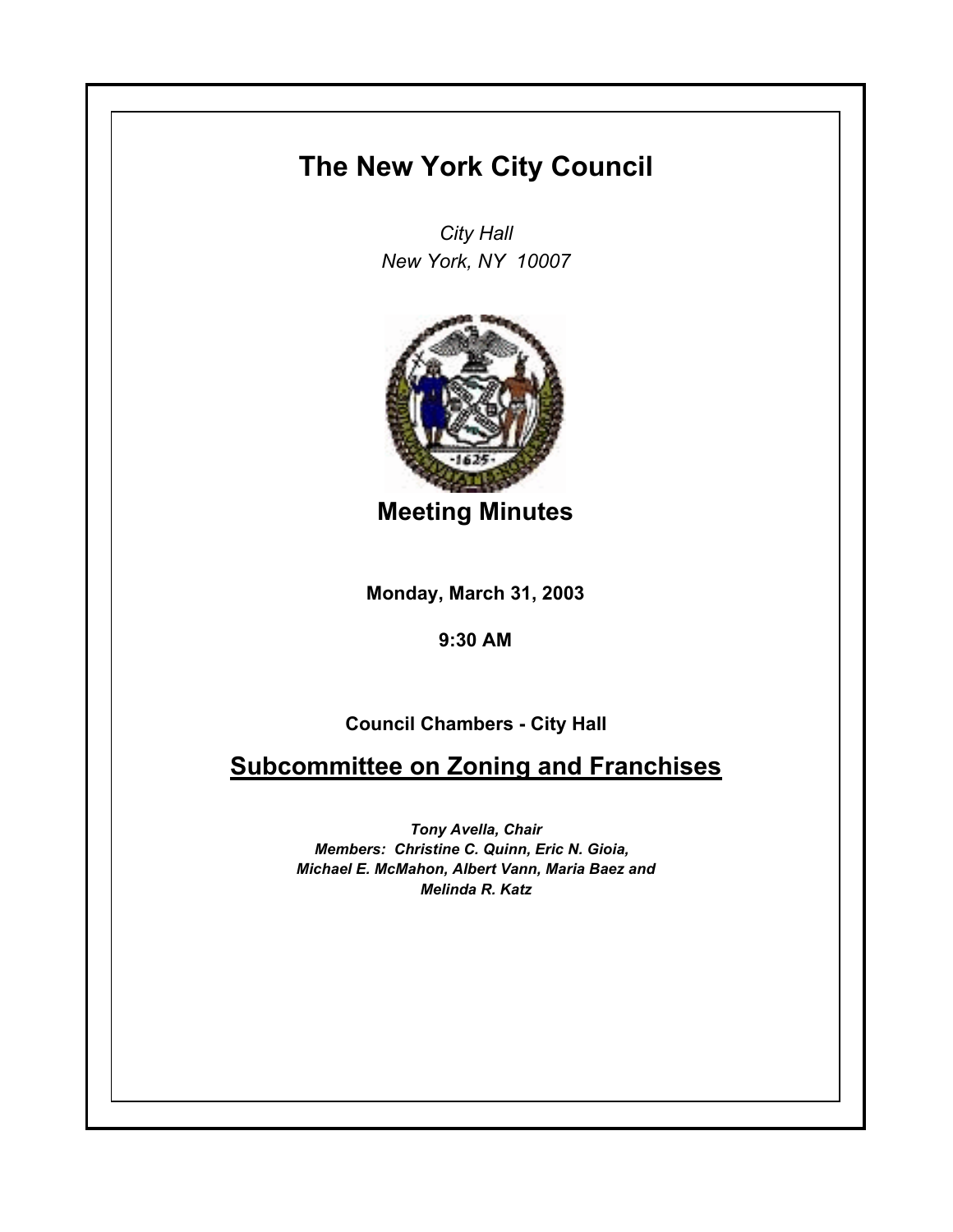# The New York City Council

*City Hall*
*New York, NY 10007*

## Meeting Minutes

**Monday, March 31, 2003**

**9:30 AM**

**Council Chambers - City Hall**

## Subcommittee on Zoning and Franchises

***Tony Avella, Chair***
***Members: Christine C. Quinn, Eric N. Gioia, Michael E. McMahon, Albert Vann, Maria Baez and Melinda R. Katz***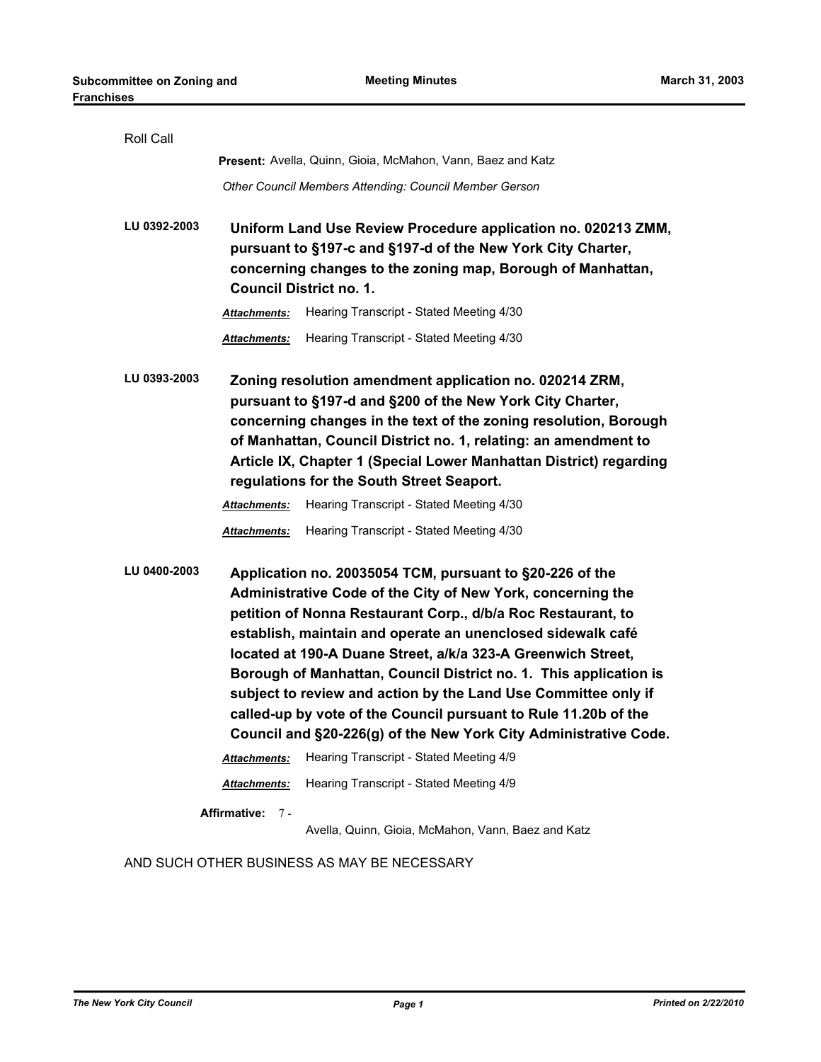Roll Call

**Present:** Avella, Quinn, Gioia, McMahon, Vann, Baez and Katz

*Other Council Members Attending: Council Member Gerson*

**LU 0392-2003** **Uniform Land Use Review Procedure application no. 020213 ZMM, pursuant to §197-c and §197-d of the New York City Charter, concerning changes to the zoning map, Borough of Manhattan, Council District no. 1.**

***Attachments:*** Hearing Transcript - Stated Meeting 4/30

***Attachments:*** Hearing Transcript - Stated Meeting 4/30

**LU 0393-2003** **Zoning resolution amendment application no. 020214 ZRM, pursuant to §197-d and §200 of the New York City Charter, concerning changes in the text of the zoning resolution, Borough of Manhattan, Council District no. 1, relating: an amendment to Article IX, Chapter 1 (Special Lower Manhattan District) regarding regulations for the South Street Seaport.**

***Attachments:*** Hearing Transcript - Stated Meeting 4/30

***Attachments:*** Hearing Transcript - Stated Meeting 4/30

**LU 0400-2003** **Application no. 20035054 TCM, pursuant to §20-226 of the Administrative Code of the City of New York, concerning the petition of Nonna Restaurant Corp., d/b/a Roc Restaurant, to establish, maintain and operate an unenclosed sidewalk café located at 190-A Duane Street, a/k/a 323-A Greenwich Street, Borough of Manhattan, Council District no. 1. This application is subject to review and action by the Land Use Committee only if called-up by vote of the Council pursuant to Rule 11.20b of the Council and §20-226(g) of the New York City Administrative Code.**

***Attachments:*** Hearing Transcript - Stated Meeting 4/9

***Attachments:*** Hearing Transcript - Stated Meeting 4/9

**Affirmative:** 7 - Avella, Quinn, Gioia, McMahon, Vann, Baez and Katz

AND SUCH OTHER BUSINESS AS MAY BE NECESSARY